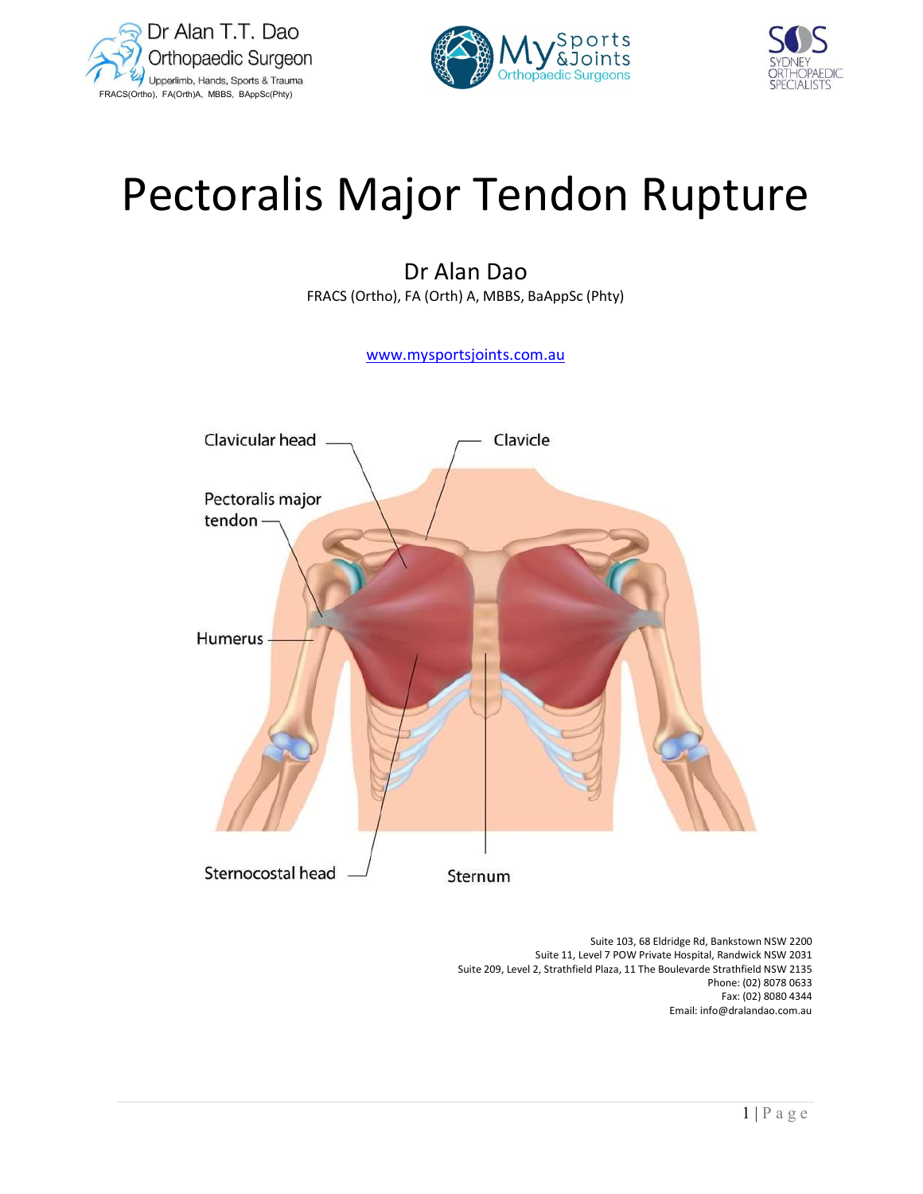Dr Alan T.T. Dao
Orthopaedic Surgeon
Upperlimb, Hands, Sports & Trauma
FRACS(Ortho), FA(Orth)A, MBBS, BAppSc(Phty)

My Sports & Joints Orthopaedic Surgeons

SOS Sydney Orthopaedic Specialists

# Pectoralis Major Tendon Rupture

Dr Alan Dao
FRACS (Ortho), FA (Orth) A, MBBS, BaAppSc (Phty)

[www.mysportsjoints.com.au](http://www.mysportsjoints.com.au)

Clavicular head
Clavicle
Pectoralis major tendon
Humerus
Sternocostal head
Sternum

Suite 103, 68 Eldridge Rd, Bankstown NSW 2200
Suite 11, Level 7 POW Private Hospital, Randwick NSW 2031
Suite 209, Level 2, Strathfield Plaza, 11 The Boulevarde Strathfield NSW 2135
Phone: (02) 8078 0633
Fax: (02) 8080 4344
Email: info@dralandao.com.au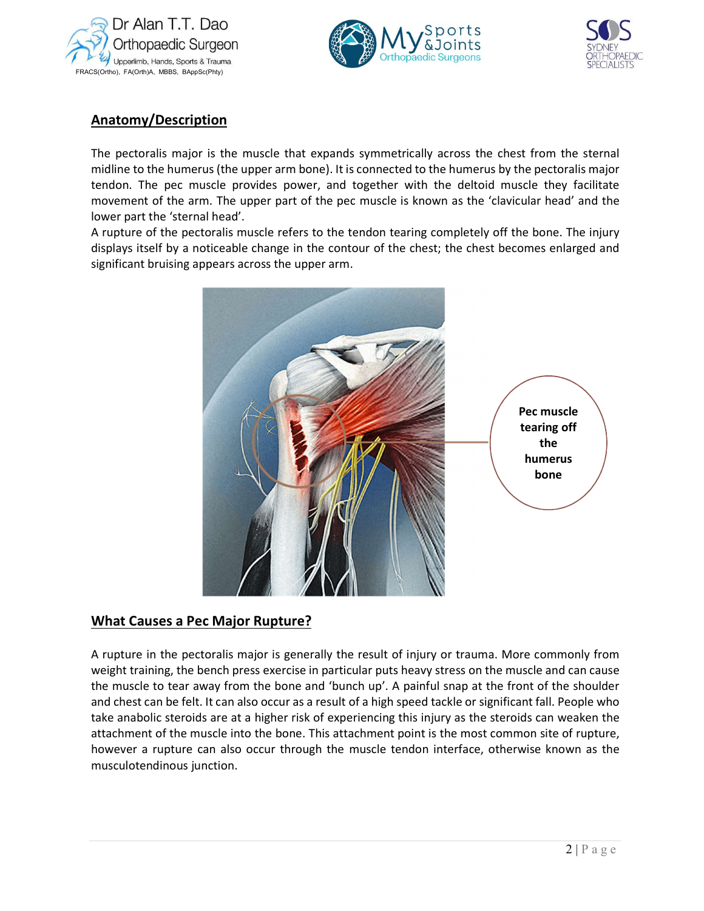## Anatomy/Description

The pectoralis major is the muscle that expands symmetrically across the chest from the sternal midline to the humerus (the upper arm bone). It is connected to the humerus by the pectoralis major tendon. The pec muscle provides power, and together with the deltoid muscle they facilitate movement of the arm. The upper part of the pec muscle is known as the 'clavicular head' and the lower part the 'sternal head'.

A rupture of the pectoralis muscle refers to the tendon tearing completely off the bone. The injury displays itself by a noticeable change in the contour of the chest; the chest becomes enlarged and significant bruising appears across the upper arm.

**Pec muscle tearing off the humerus bone**

## What Causes a Pec Major Rupture?

A rupture in the pectoralis major is generally the result of injury or trauma. More commonly from weight training, the bench press exercise in particular puts heavy stress on the muscle and can cause the muscle to tear away from the bone and 'bunch up'. A painful snap at the front of the shoulder and chest can be felt. It can also occur as a result of a high speed tackle or significant fall. People who take anabolic steroids are at a higher risk of experiencing this injury as the steroids can weaken the attachment of the muscle into the bone. This attachment point is the most common site of rupture, however a rupture can also occur through the muscle tendon interface, otherwise known as the musculotendinous junction.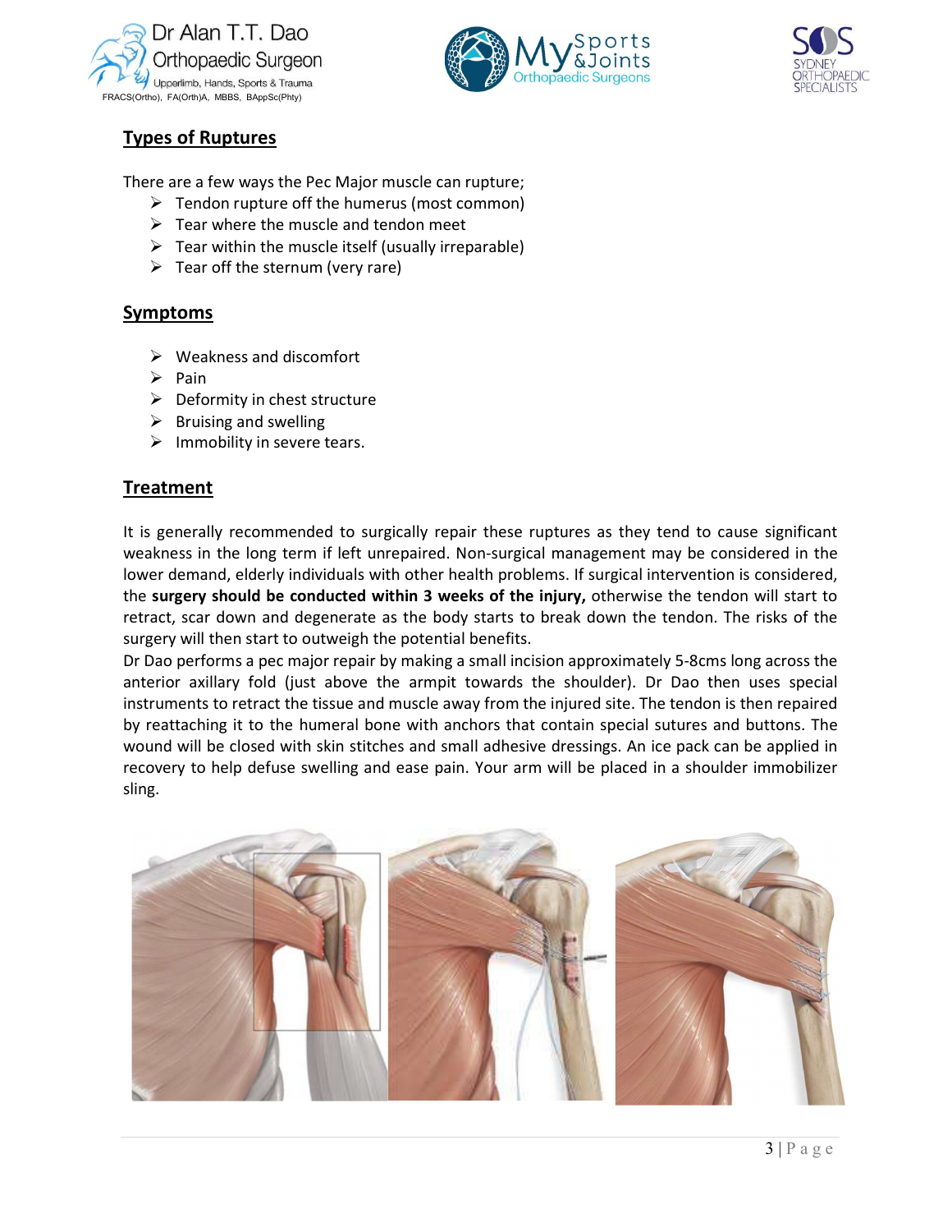## Types of Ruptures

There are a few ways the Pec Major muscle can rupture;

- Tendon rupture off the humerus (most common)
- Tear where the muscle and tendon meet
- Tear within the muscle itself (usually irreparable)
- Tear off the sternum (very rare)

## Symptoms

- Weakness and discomfort
- Pain
- Deformity in chest structure
- Bruising and swelling
- Immobility in severe tears.

## Treatment

It is generally recommended to surgically repair these ruptures as they tend to cause significant weakness in the long term if left unrepaired. Non-surgical management may be considered in the lower demand, elderly individuals with other health problems. If surgical intervention is considered, the **surgery should be conducted within 3 weeks of the injury,** otherwise the tendon will start to retract, scar down and degenerate as the body starts to break down the tendon. The risks of the surgery will then start to outweigh the potential benefits.

Dr Dao performs a pec major repair by making a small incision approximately 5-8cms long across the anterior axillary fold (just above the armpit towards the shoulder). Dr Dao then uses special instruments to retract the tissue and muscle away from the injured site. The tendon is then repaired by reattaching it to the humeral bone with anchors that contain special sutures and buttons. The wound will be closed with skin stitches and small adhesive dressings. An ice pack can be applied in recovery to help defuse swelling and ease pain. Your arm will be placed in a shoulder immobilizer sling.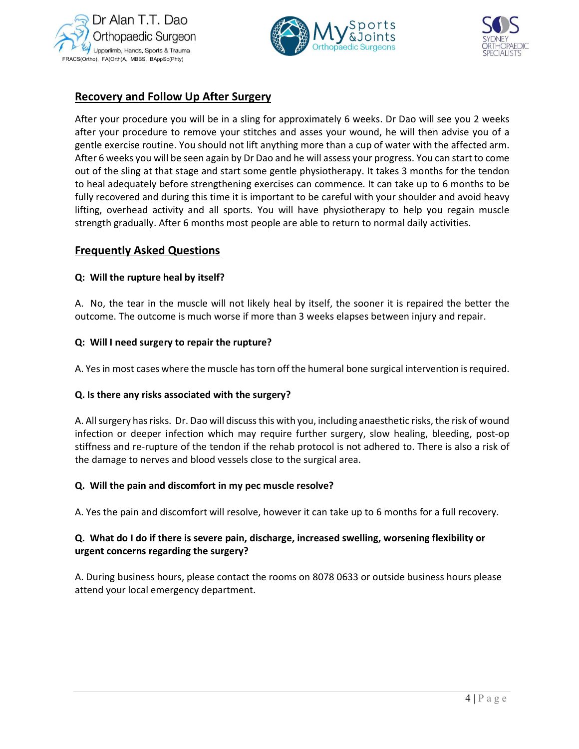## Recovery and Follow Up After Surgery

After your procedure you will be in a sling for approximately 6 weeks. Dr Dao will see you 2 weeks after your procedure to remove your stitches and asses your wound, he will then advise you of a gentle exercise routine. You should not lift anything more than a cup of water with the affected arm. After 6 weeks you will be seen again by Dr Dao and he will assess your progress. You can start to come out of the sling at that stage and start some gentle physiotherapy. It takes 3 months for the tendon to heal adequately before strengthening exercises can commence. It can take up to 6 months to be fully recovered and during this time it is important to be careful with your shoulder and avoid heavy lifting, overhead activity and all sports. You will have physiotherapy to help you regain muscle strength gradually. After 6 months most people are able to return to normal daily activities.

## Frequently Asked Questions

**Q: Will the rupture heal by itself?**

A. No, the tear in the muscle will not likely heal by itself, the sooner it is repaired the better the outcome. The outcome is much worse if more than 3 weeks elapses between injury and repair.

**Q: Will I need surgery to repair the rupture?**

A. Yes in most cases where the muscle has torn off the humeral bone surgical intervention is required.

**Q. Is there any risks associated with the surgery?**

A. All surgery has risks. Dr. Dao will discuss this with you, including anaesthetic risks, the risk of wound infection or deeper infection which may require further surgery, slow healing, bleeding, post-op stiffness and re-rupture of the tendon if the rehab protocol is not adhered to. There is also a risk of the damage to nerves and blood vessels close to the surgical area.

**Q. Will the pain and discomfort in my pec muscle resolve?**

A. Yes the pain and discomfort will resolve, however it can take up to 6 months for a full recovery.

**Q. What do I do if there is severe pain, discharge, increased swelling, worsening flexibility or urgent concerns regarding the surgery?**

A. During business hours, please contact the rooms on 8078 0633 or outside business hours please attend your local emergency department.